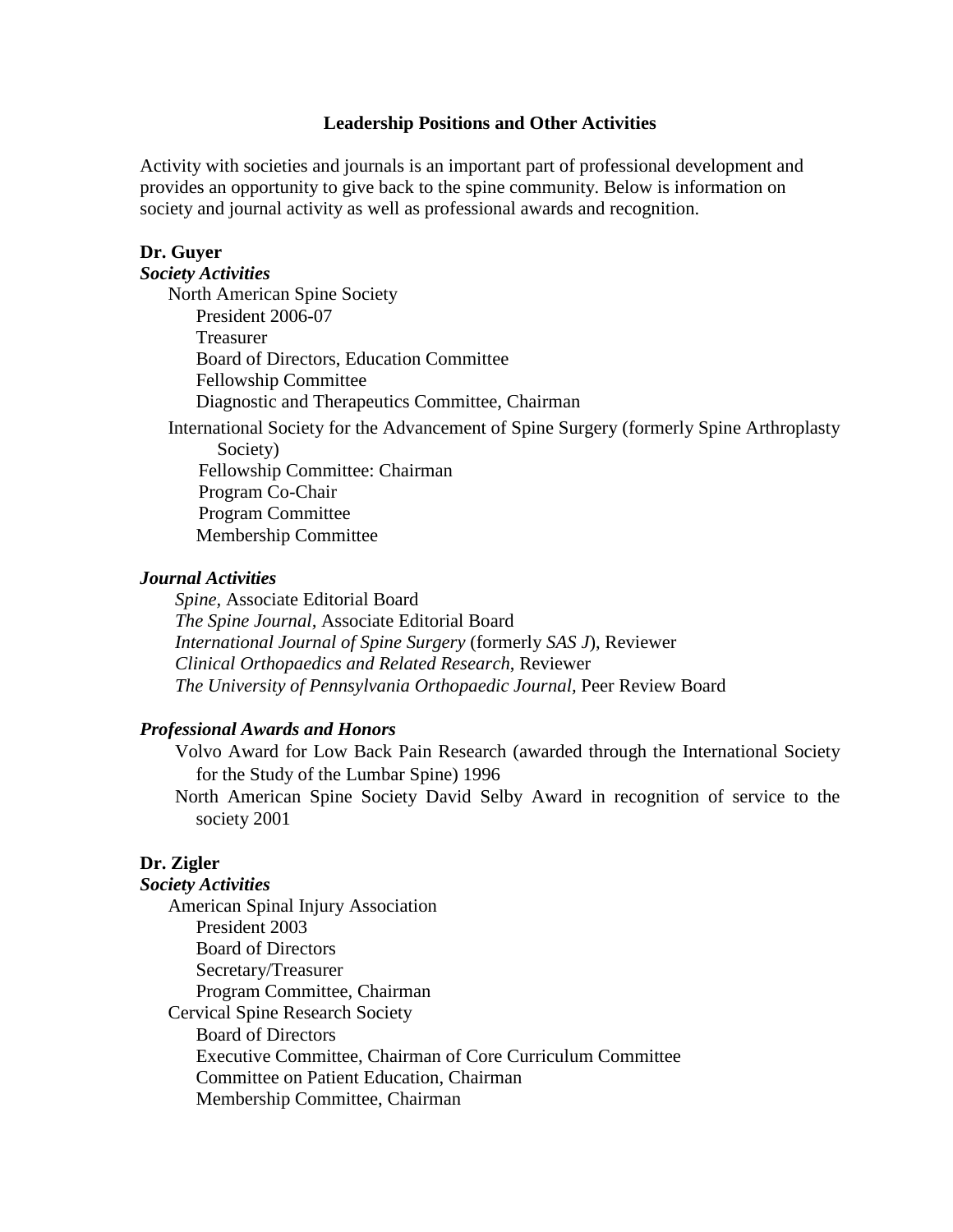# Leadership Positions and Other Activities

Activity with societies and journals is an important part of professional development and provides an opportunity to give back to the spine community. Below is information on society and journal activity as well as professional awards and recognition.

## Dr. Guyer

### *Society Activities*

- North American Spine Society
  - President 2006-07
  - Treasurer
  - Board of Directors, Education Committee
  - Fellowship Committee
  - Diagnostic and Therapeutics Committee, Chairman
- International Society for the Advancement of Spine Surgery (formerly Spine Arthroplasty Society)
  - Fellowship Committee: Chairman
  - Program Co-Chair
  - Program Committee
  - Membership Committee

### *Journal Activities*

- *Spine*, Associate Editorial Board
- *The Spine Journal,* Associate Editorial Board
- *International Journal of Spine Surgery* (formerly *SAS J*), Reviewer
- *Clinical Orthopaedics and Related Research*, Reviewer
- *The University of Pennsylvania Orthopaedic Journal*, Peer Review Board

### *Professional Awards and Honors*

- Volvo Award for Low Back Pain Research (awarded through the International Society for the Study of the Lumbar Spine) 1996
- North American Spine Society David Selby Award in recognition of service to the society 2001

## Dr. Zigler

### *Society Activities*

- American Spinal Injury Association
  - President 2003
  - Board of Directors
  - Secretary/Treasurer
  - Program Committee, Chairman
- Cervical Spine Research Society
  - Board of Directors
  - Executive Committee, Chairman of Core Curriculum Committee
  - Committee on Patient Education, Chairman
  - Membership Committee, Chairman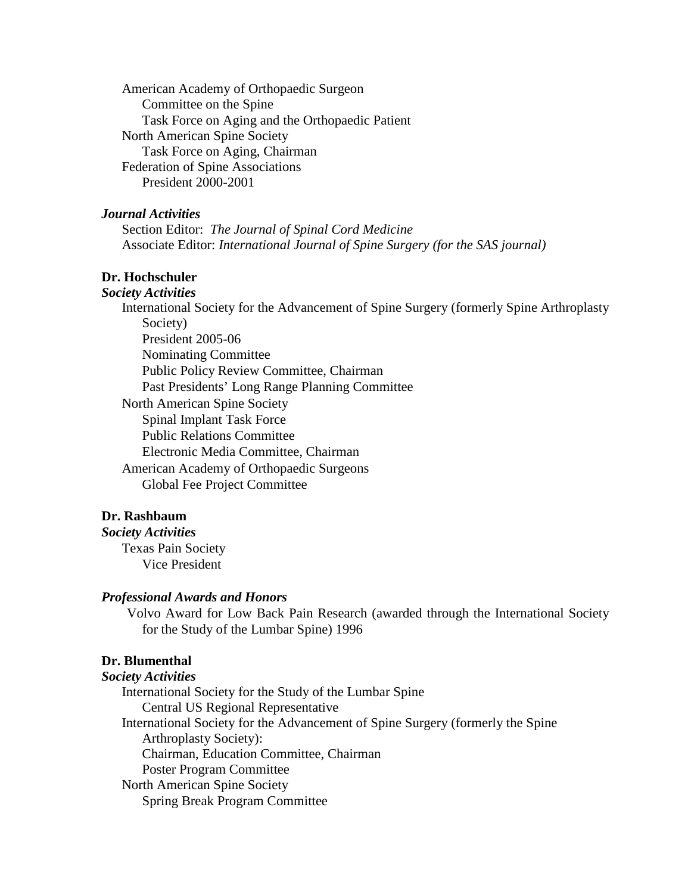American Academy of Orthopaedic Surgeon
- Committee on the Spine
- Task Force on Aging and the Orthopaedic Patient

North American Spine Society
- Task Force on Aging, Chairman

Federation of Spine Associations
- President 2000-2001

***Journal Activities***

Section Editor: *The Journal of Spinal Cord Medicine*
Associate Editor: *International Journal of Spine Surgery (for the SAS journal)*

**Dr. Hochschuler**

***Society Activities***

International Society for the Advancement of Spine Surgery (formerly Spine Arthroplasty Society)
- President 2005-06
- Nominating Committee
- Public Policy Review Committee, Chairman
- Past Presidents' Long Range Planning Committee

North American Spine Society
- Spinal Implant Task Force
- Public Relations Committee
- Electronic Media Committee, Chairman

American Academy of Orthopaedic Surgeons
- Global Fee Project Committee

**Dr. Rashbaum**

***Society Activities***

Texas Pain Society
- Vice President

***Professional Awards and Honors***

Volvo Award for Low Back Pain Research (awarded through the International Society for the Study of the Lumbar Spine) 1996

**Dr. Blumenthal**

***Society Activities***

International Society for the Study of the Lumbar Spine
- Central US Regional Representative

International Society for the Advancement of Spine Surgery (formerly the Spine Arthroplasty Society):
- Chairman, Education Committee, Chairman
- Poster Program Committee

North American Spine Society
- Spring Break Program Committee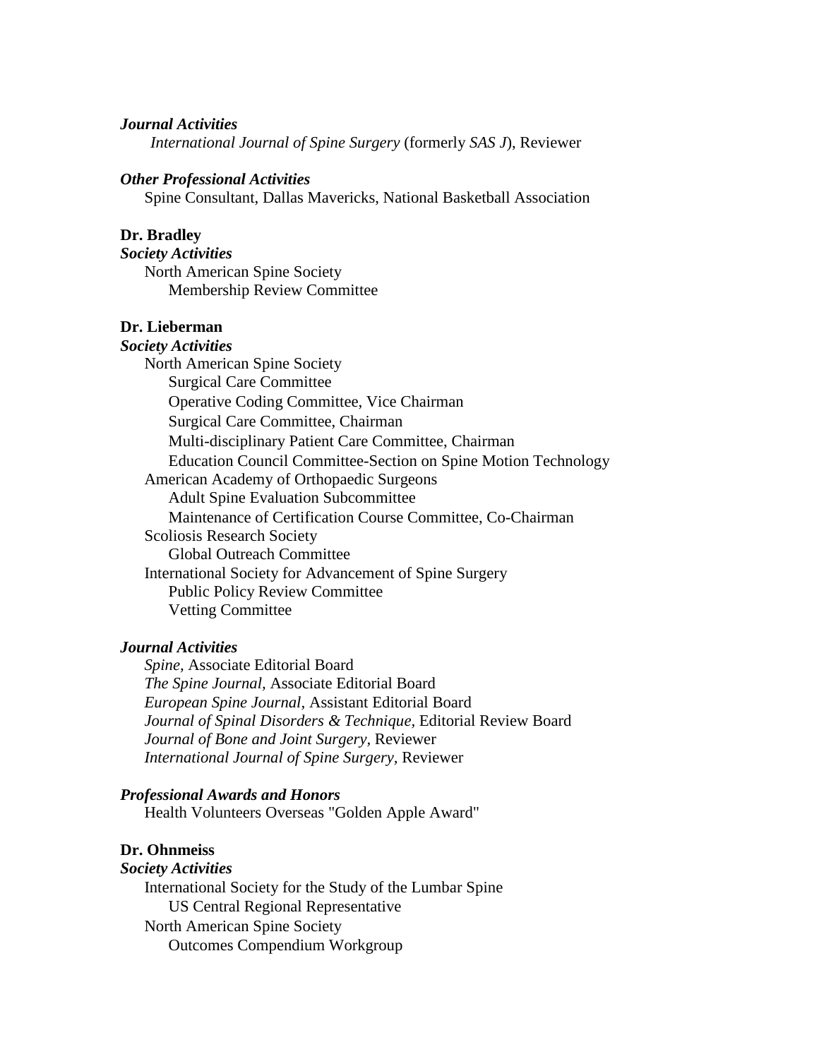***Journal Activities***

*International Journal of Spine Surgery* (formerly *SAS J*), Reviewer

***Other Professional Activities***

Spine Consultant, Dallas Mavericks, National Basketball Association

**Dr. Bradley**

***Society Activities***

North American Spine Society
- Membership Review Committee

**Dr. Lieberman**

***Society Activities***

North American Spine Society
- Surgical Care Committee
- Operative Coding Committee, Vice Chairman
- Surgical Care Committee, Chairman
- Multi-disciplinary Patient Care Committee, Chairman
- Education Council Committee-Section on Spine Motion Technology

American Academy of Orthopaedic Surgeons
- Adult Spine Evaluation Subcommittee
- Maintenance of Certification Course Committee, Co-Chairman

Scoliosis Research Society
- Global Outreach Committee

International Society for Advancement of Spine Surgery
- Public Policy Review Committee
- Vetting Committee

***Journal Activities***

*Spine,* Associate Editorial Board
*The Spine Journal,* Associate Editorial Board
*European Spine Journal,* Assistant Editorial Board
*Journal of Spinal Disorders & Technique,* Editorial Review Board
*Journal of Bone and Joint Surgery,* Reviewer
*International Journal of Spine Surgery,* Reviewer

***Professional Awards and Honors***

Health Volunteers Overseas "Golden Apple Award"

**Dr. Ohnmeiss**

***Society Activities***

International Society for the Study of the Lumbar Spine
- US Central Regional Representative

North American Spine Society
- Outcomes Compendium Workgroup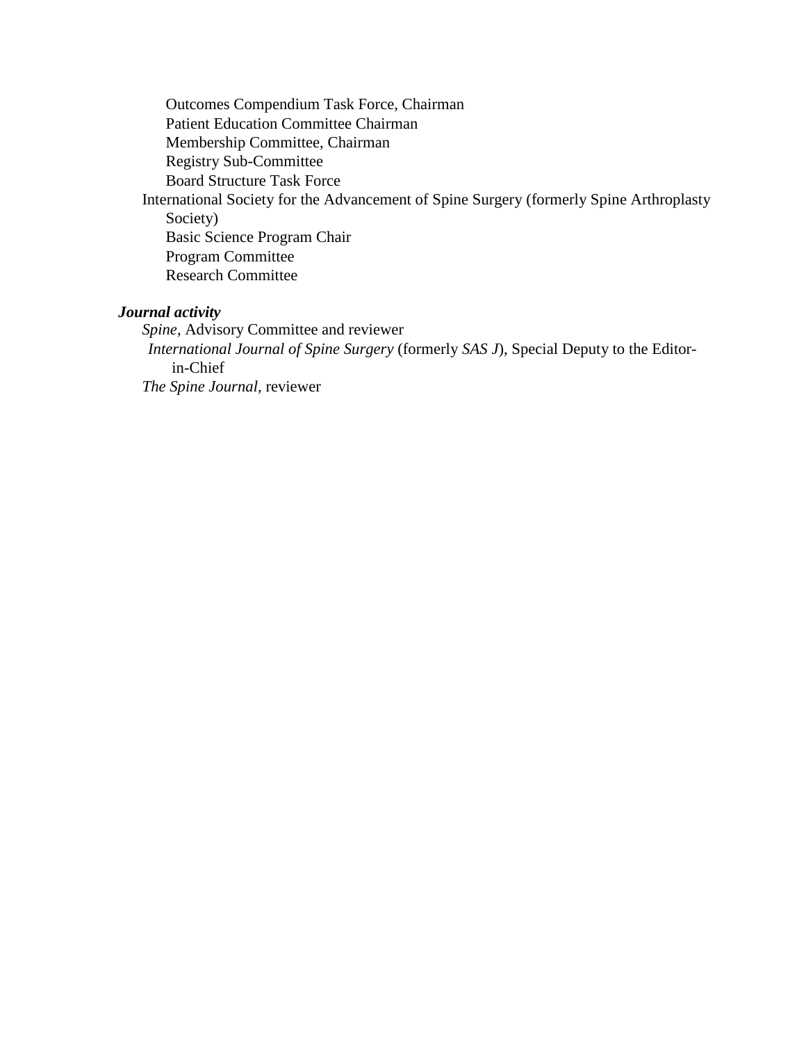- Outcomes Compendium Task Force, Chairman
- Patient Education Committee Chairman
- Membership Committee, Chairman
- Registry Sub-Committee
- Board Structure Task Force

International Society for the Advancement of Spine Surgery (formerly Spine Arthroplasty Society)

- Basic Science Program Chair
- Program Committee
- Research Committee

***Journal activity***

*Spine*, Advisory Committee and reviewer

*International Journal of Spine Surgery* (formerly *SAS J*), Special Deputy to the Editor-in-Chief

*The Spine Journal*, reviewer